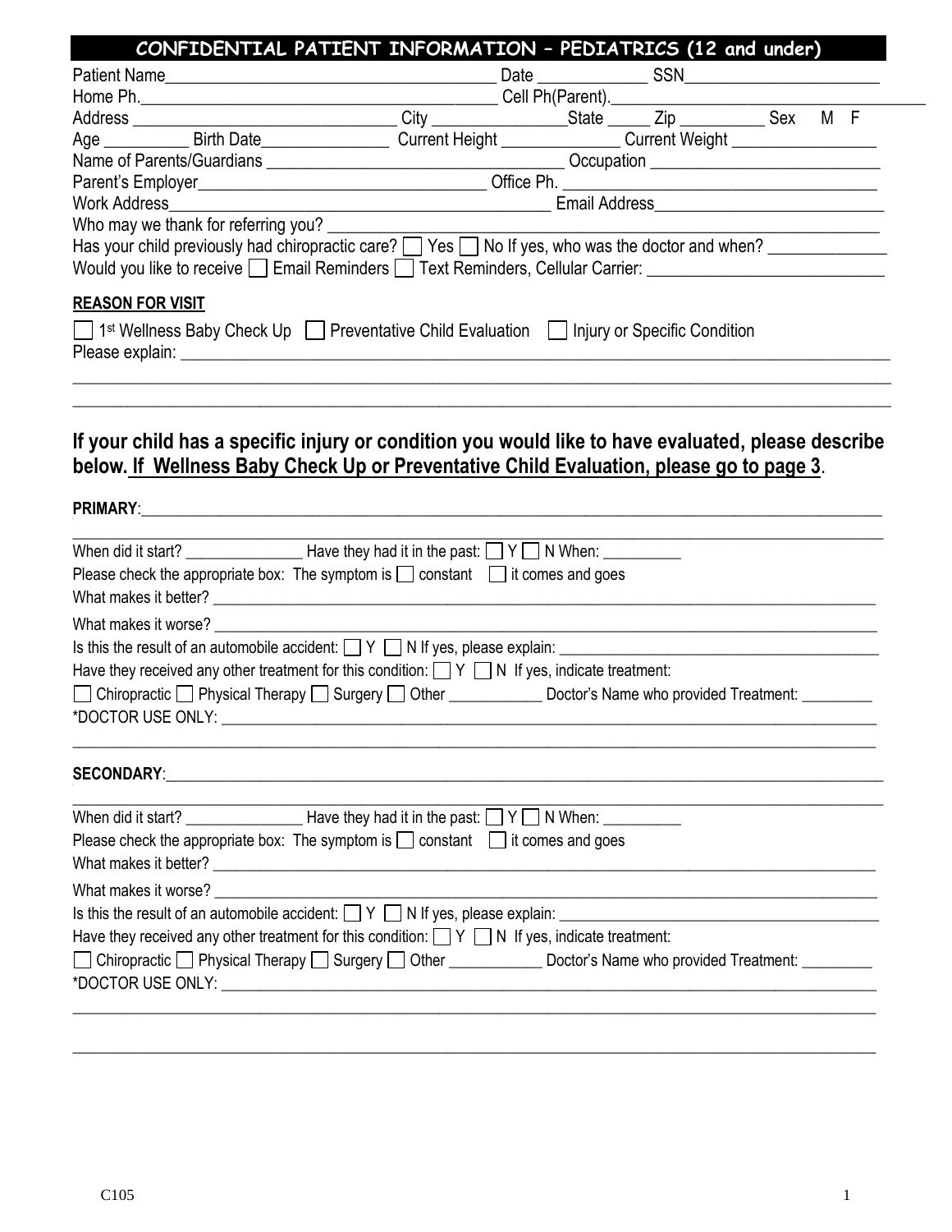## CONFIDENTIAL PATIENT INFORMATION – PEDIATRICS (12 and under)

Patient Name_______________________________________ Date _____________ SSN_______________________

Home Ph._________________________________________ Cell Ph(Parent).________________________________

Address _______________________________ City ________________State ______ Zip __________ Sex M F

Age __________ Birth Date_______________ Current Height ______________ Current Weight _________________

Name of Parents/Guardians ___________________________________ Occupation ___________________________

Parent's Employer_________________________________ Office Ph. ___________________________________

Work Address_____________________________________________ Email Address___________________________

Who may we thank for referring you? ______________________________________________________________

Has your child previously had chiropractic care? ☐ Yes ☐ No If yes, who was the doctor and when? ______________

Would you like to receive ☐ Email Reminders ☐ Text Reminders, Cellular Carrier: ____________________________

**REASON FOR VISIT**

☐ 1st Wellness Baby Check Up ☐ Preventative Child Evaluation ☐ Injury or Specific Condition

Please explain: __________________________________________________________________________________

__________________________________________________________________________________________

__________________________________________________________________________________________

### If your child has a specific injury or condition you would like to have evaluated, please describe below. If Wellness Baby Check Up or Preventative Child Evaluation, please go to page 3.

**PRIMARY**:______________________________________________________________________________________

__________________________________________________________________________________________

When did it start? _______________ Have they had it in the past: ☐ Y ☐ N When: __________

Please check the appropriate box: The symptom is ☐ constant ☐ it comes and goes

What makes it better? ______________________________________________________________________________

What makes it worse? ______________________________________________________________________________

Is this the result of an automobile accident: ☐ Y ☐ N If yes, please explain: ________________________________________

Have they received any other treatment for this condition: ☐ Y ☐ N If yes, indicate treatment:

☐ Chiropractic ☐ Physical Therapy ☐ Surgery ☐ Other ____________ Doctor's Name who provided Treatment: _________

*DOCTOR USE ONLY: _______________________________________________________________________________

__________________________________________________________________________________________

**SECONDARY**:____________________________________________________________________________________

__________________________________________________________________________________________

When did it start? _______________ Have they had it in the past: ☐ Y ☐ N When: __________

Please check the appropriate box: The symptom is ☐ constant ☐ it comes and goes

What makes it better? ______________________________________________________________________________

What makes it worse? ______________________________________________________________________________

Is this the result of an automobile accident: ☐ Y ☐ N If yes, please explain: ________________________________________

Have they received any other treatment for this condition: ☐ Y ☐ N If yes, indicate treatment:

☐ Chiropractic ☐ Physical Therapy ☐ Surgery ☐ Other ____________ Doctor's Name who provided Treatment: _________

*DOCTOR USE ONLY: _______________________________________________________________________________

__________________________________________________________________________________________

__________________________________________________________________________________________

C105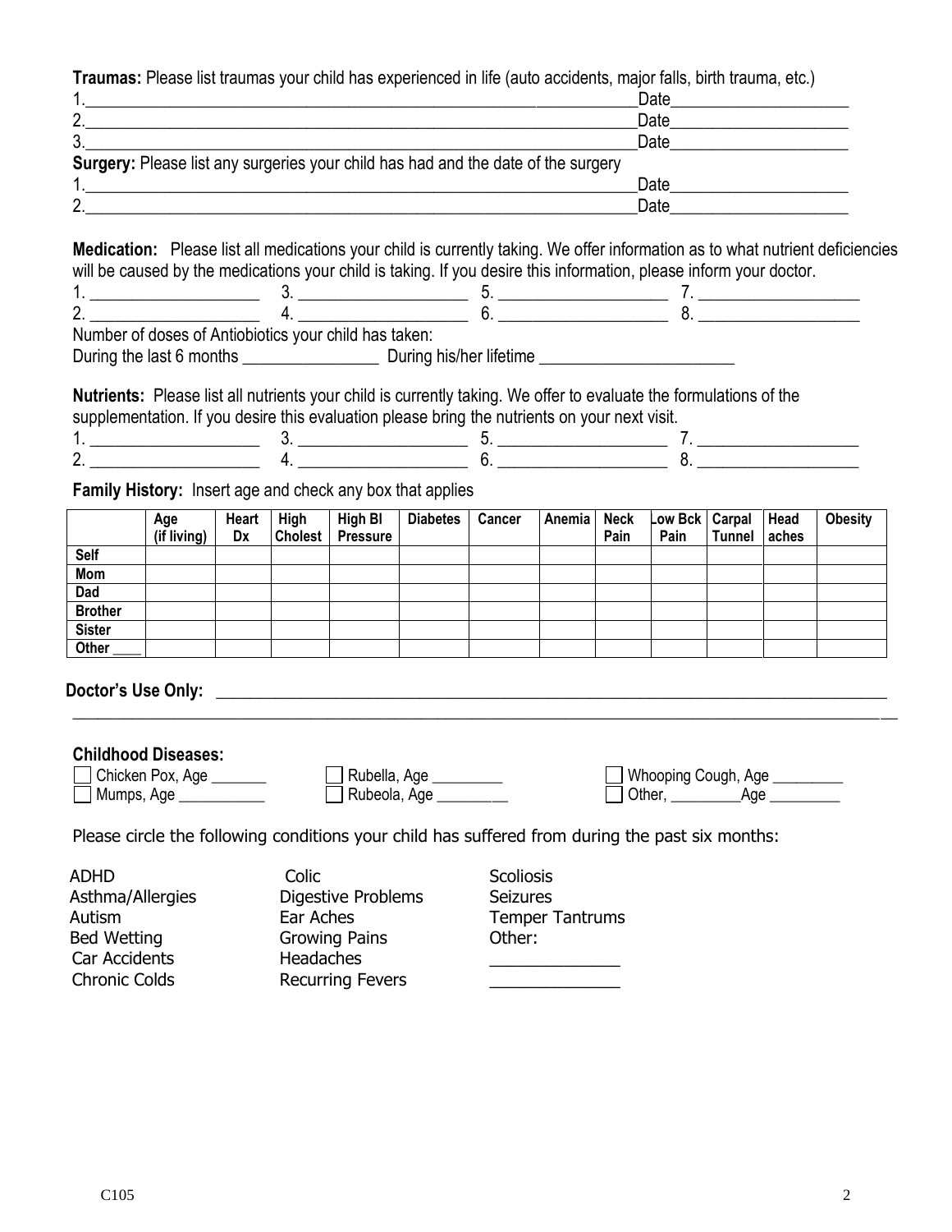**Traumas:** Please list traumas your child has experienced in life (auto accidents, major falls, birth trauma, etc.)

1.____________________________________________________________Date____________________
2.____________________________________________________________Date____________________
3.____________________________________________________________Date____________________

**Surgery:** Please list any surgeries your child has had and the date of the surgery

1.____________________________________________________________Date____________________
2.____________________________________________________________Date____________________

**Medication:** Please list all medications your child is currently taking. We offer information as to what nutrient deficiencies will be caused by the medications your child is taking. If you desire this information, please inform your doctor.

1. ____________________ 3. ____________________ 5. ____________________ 7. ____________________
2. ____________________ 4. ____________________ 6. ____________________ 8. ____________________

Number of doses of Antiobiotics your child has taken:
During the last 6 months ________________ During his/her lifetime _______________________

**Nutrients:** Please list all nutrients your child is currently taking. We offer to evaluate the formulations of the supplementation. If you desire this evaluation please bring the nutrients on your next visit.

1. ____________________ 3. ____________________ 5. ____________________ 7. ____________________
2. ____________________ 4. ____________________ 6. ____________________ 8. ____________________

**Family History:** Insert age and check any box that applies

| | Age (if living) | Heart Dx | High Cholest | High Bl Pressure | Diabetes | Cancer | Anemia | Neck Pain | Low Bck Pain | Carpal Tunnel | Head aches | Obesity |
|---|---|---|---|---|---|---|---|---|---|---|---|---|
| **Self** | | | | | | | | | | | | |
| **Mom** | | | | | | | | | | | | |
| **Dad** | | | | | | | | | | | | |
| **Brother** | | | | | | | | | | | | |
| **Sister** | | | | | | | | | | | | |
| **Other ____** | | | | | | | | | | | | |

**Doctor's Use Only:** ________________________________________________________________________________

____________________________________________________________________________________________________

**Childhood Diseases:**

☐ Chicken Pox, Age _______ ☐ Rubella, Age _________ ☐ Whooping Cough, Age _________
☐ Mumps, Age ___________ ☐ Rubeola, Age _________ ☐ Other, _________Age _________

Please circle the following conditions your child has suffered from during the past six months:

| | | |
|---|---|---|
| ADHD | Colic | Scoliosis |
| Asthma/Allergies | Digestive Problems | Seizures |
| Autism | Ear Aches | Temper Tantrums |
| Bed Wetting | Growing Pains | Other: |
| Car Accidents | Headaches | ______________ |
| Chronic Colds | Recurring Fevers | ______________ |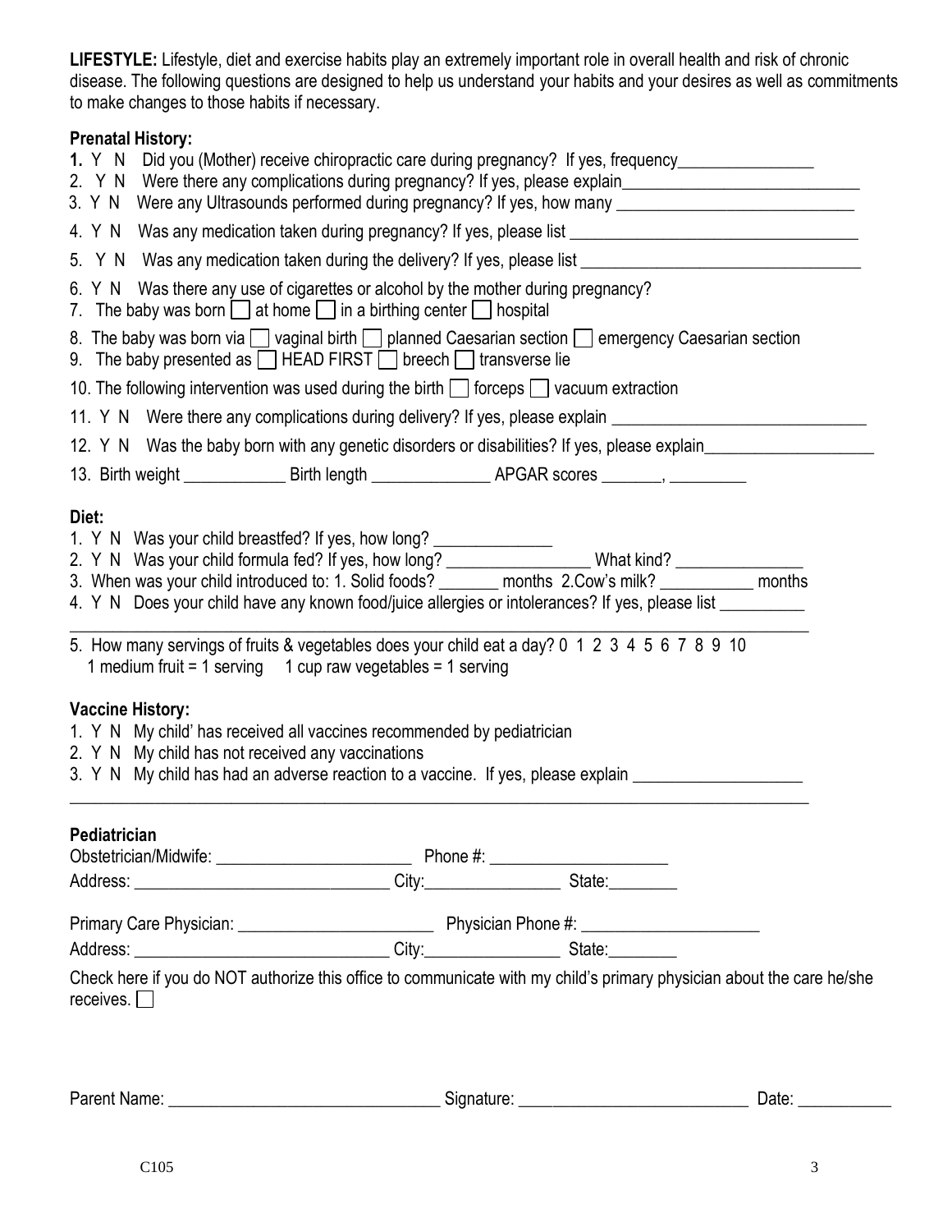**LIFESTYLE:** Lifestyle, diet and exercise habits play an extremely important role in overall health and risk of chronic disease. The following questions are designed to help us understand your habits and your desires as well as commitments to make changes to those habits if necessary.

**Prenatal History:**

**1.** Y N Did you (Mother) receive chiropractic care during pregnancy? If yes, frequency________________

2. Y N Were there any complications during pregnancy? If yes, please explain____________________________

3. Y N Were any Ultrasounds performed during pregnancy? If yes, how many ____________________________

4. Y N Was any medication taken during pregnancy? If yes, please list __________________________________

5. Y N Was any medication taken during the delivery? If yes, please list _________________________________

6. Y N Was there any use of cigarettes or alcohol by the mother during pregnancy?

7. The baby was born ☐ at home ☐ in a birthing center ☐ hospital

8. The baby was born via ☐ vaginal birth ☐ planned Caesarian section ☐ emergency Caesarian section

9. The baby presented as ☐ HEAD FIRST ☐ breech ☐ transverse lie

10. The following intervention was used during the birth ☐ forceps ☐ vacuum extraction

11. Y N Were there any complications during delivery? If yes, please explain ______________________________

12. Y N Was the baby born with any genetic disorders or disabilities? If yes, please explain____________________

13. Birth weight ____________ Birth length ______________ APGAR scores _______, _________

**Diet:**

1. Y N Was your child breastfed? If yes, how long? ______________

2. Y N Was your child formula fed? If yes, how long? _________________ What kind? _______________

3. When was your child introduced to: 1. Solid foods? _______ months 2.Cow's milk? ___________ months

4. Y N Does your child have any known food/juice allergies or intolerances? If yes, please list __________
_____________________________________________________________________________________

5. How many servings of fruits & vegetables does your child eat a day? 0 1 2 3 4 5 6 7 8 9 10
1 medium fruit = 1 serving 1 cup raw vegetables = 1 serving

**Vaccine History:**

1. Y N My child' has received all vaccines recommended by pediatrician

2. Y N My child has not received any vaccinations

3. Y N My child has had an adverse reaction to a vaccine. If yes, please explain ____________________
_____________________________________________________________________________________

**Pediatrician**

Obstetrician/Midwife: _______________________ Phone #: _____________________

Address: ______________________________ City:________________ State:________

Primary Care Physician: _______________________ Physician Phone #: _____________________

Address: ______________________________ City:________________ State:________

Check here if you do NOT authorize this office to communicate with my child's primary physician about the care he/she receives. ☐

Parent Name: ________________________________ Signature: ___________________________ Date: ___________

C105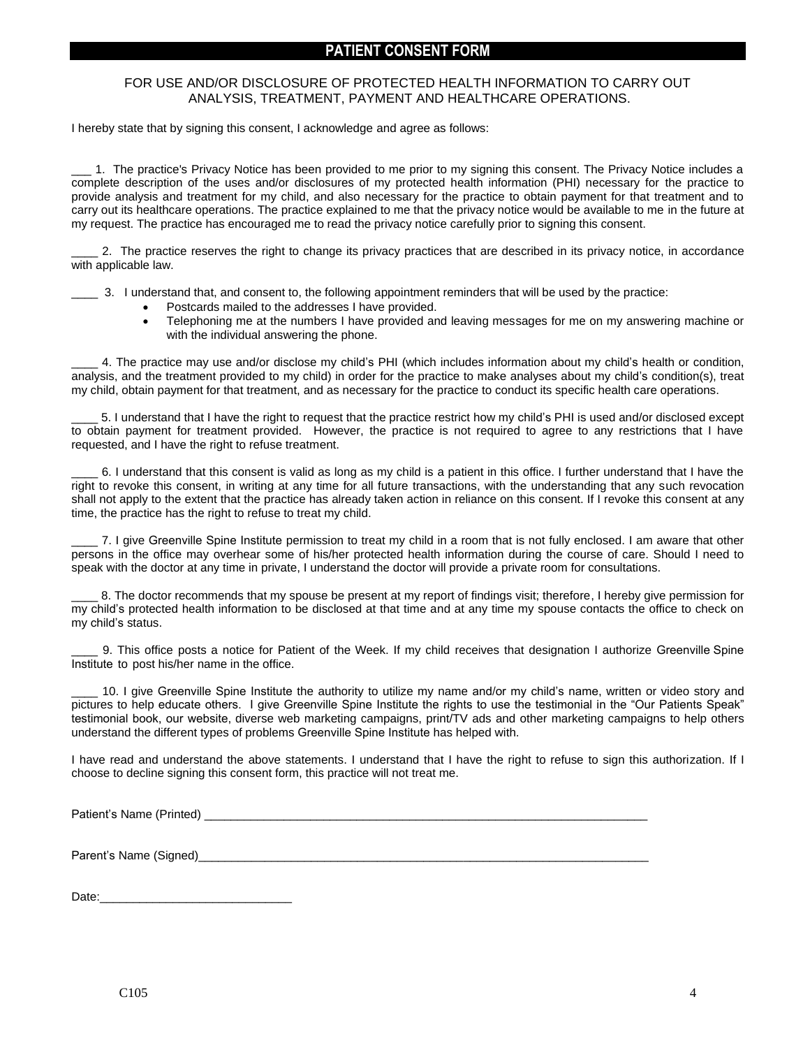# PATIENT CONSENT FORM

FOR USE AND/OR DISCLOSURE OF PROTECTED HEALTH INFORMATION TO CARRY OUT ANALYSIS, TREATMENT, PAYMENT AND HEALTHCARE OPERATIONS.

I hereby state that by signing this consent, I acknowledge and agree as follows:

___ 1. The practice's Privacy Notice has been provided to me prior to my signing this consent. The Privacy Notice includes a complete description of the uses and/or disclosures of my protected health information (PHI) necessary for the practice to provide analysis and treatment for my child, and also necessary for the practice to obtain payment for that treatment and to carry out its healthcare operations. The practice explained to me that the privacy notice would be available to me in the future at my request. The practice has encouraged me to read the privacy notice carefully prior to signing this consent.

____ 2. The practice reserves the right to change its privacy practices that are described in its privacy notice, in accordance with applicable law.

____ 3. I understand that, and consent to, the following appointment reminders that will be used by the practice:

- Postcards mailed to the addresses I have provided.
- Telephoning me at the numbers I have provided and leaving messages for me on my answering machine or with the individual answering the phone.

____ 4. The practice may use and/or disclose my child's PHI (which includes information about my child's health or condition, analysis, and the treatment provided to my child) in order for the practice to make analyses about my child's condition(s), treat my child, obtain payment for that treatment, and as necessary for the practice to conduct its specific health care operations.

____ 5. I understand that I have the right to request that the practice restrict how my child's PHI is used and/or disclosed except to obtain payment for treatment provided. However, the practice is not required to agree to any restrictions that I have requested, and I have the right to refuse treatment.

____ 6. I understand that this consent is valid as long as my child is a patient in this office. I further understand that I have the right to revoke this consent, in writing at any time for all future transactions, with the understanding that any such revocation shall not apply to the extent that the practice has already taken action in reliance on this consent. If I revoke this consent at any time, the practice has the right to refuse to treat my child.

____ 7. I give Greenville Spine Institute permission to treat my child in a room that is not fully enclosed. I am aware that other persons in the office may overhear some of his/her protected health information during the course of care. Should I need to speak with the doctor at any time in private, I understand the doctor will provide a private room for consultations.

____ 8. The doctor recommends that my spouse be present at my report of findings visit; therefore, I hereby give permission for my child's protected health information to be disclosed at that time and at any time my spouse contacts the office to check on my child's status.

____ 9. This office posts a notice for Patient of the Week. If my child receives that designation I authorize Greenville Spine Institute to post his/her name in the office.

____ 10. I give Greenville Spine Institute the authority to utilize my name and/or my child's name, written or video story and pictures to help educate others. I give Greenville Spine Institute the rights to use the testimonial in the "Our Patients Speak" testimonial book, our website, diverse web marketing campaigns, print/TV ads and other marketing campaigns to help others understand the different types of problems Greenville Spine Institute has helped with.

I have read and understand the above statements. I understand that I have the right to refuse to sign this authorization. If I choose to decline signing this consent form, this practice will not treat me.

Patient's Name (Printed) ____________________________________________________________________

Parent's Name (Signed)______________________________________________________________________

Date:_____________________________

C105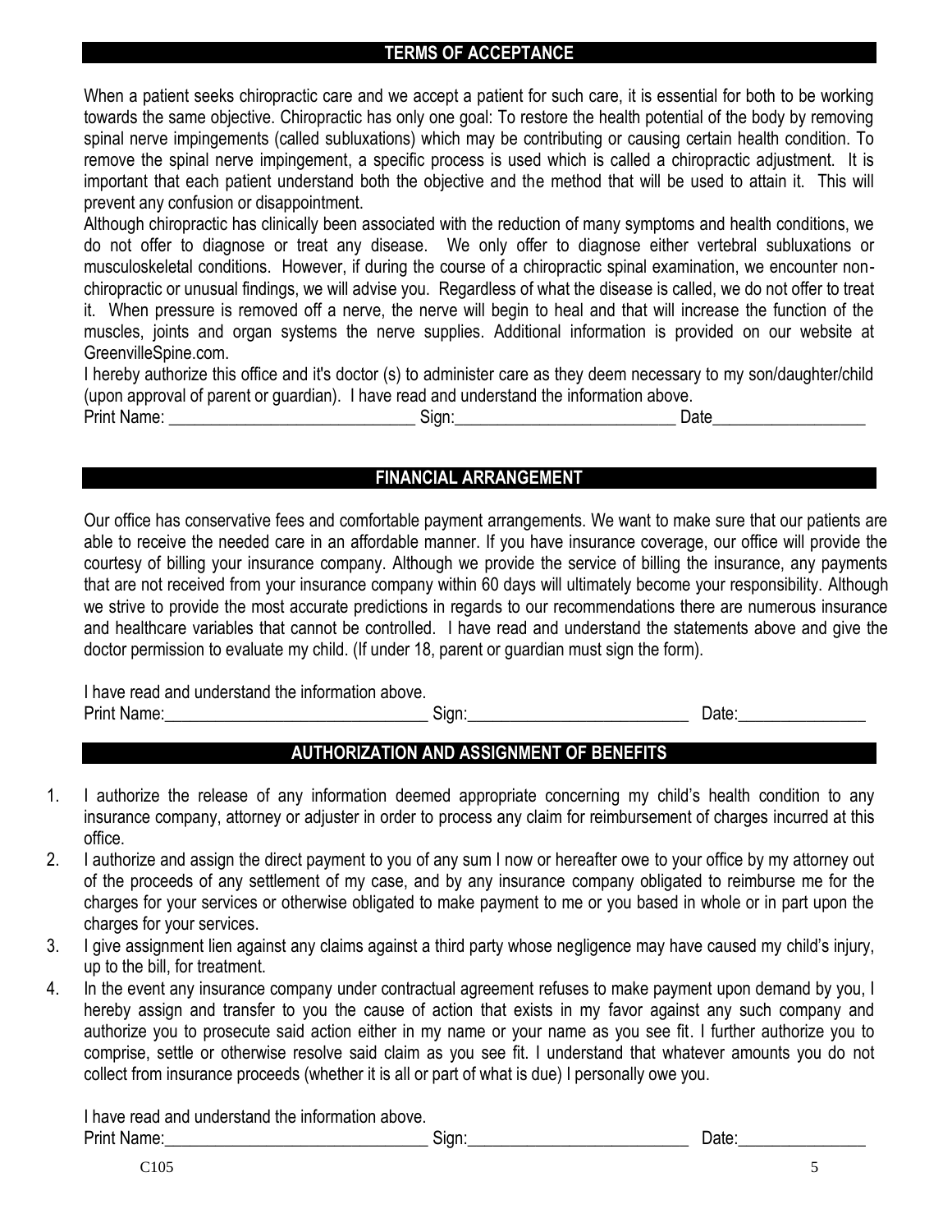## TERMS OF ACCEPTANCE

When a patient seeks chiropractic care and we accept a patient for such care, it is essential for both to be working towards the same objective. Chiropractic has only one goal: To restore the health potential of the body by removing spinal nerve impingements (called subluxations) which may be contributing or causing certain health condition. To remove the spinal nerve impingement, a specific process is used which is called a chiropractic adjustment. It is important that each patient understand both the objective and the method that will be used to attain it. This will prevent any confusion or disappointment.

Although chiropractic has clinically been associated with the reduction of many symptoms and health conditions, we do not offer to diagnose or treat any disease. We only offer to diagnose either vertebral subluxations or musculoskeletal conditions. However, if during the course of a chiropractic spinal examination, we encounter non-chiropractic or unusual findings, we will advise you. Regardless of what the disease is called, we do not offer to treat it. When pressure is removed off a nerve, the nerve will begin to heal and that will increase the function of the muscles, joints and organ systems the nerve supplies. Additional information is provided on our website at GreenvilleSpine.com.

I hereby authorize this office and it's doctor (s) to administer care as they deem necessary to my son/daughter/child (upon approval of parent or guardian). I have read and understand the information above.

Print Name: ____________________________ Sign:_________________________ Date_________________

## FINANCIAL ARRANGEMENT

Our office has conservative fees and comfortable payment arrangements. We want to make sure that our patients are able to receive the needed care in an affordable manner. If you have insurance coverage, our office will provide the courtesy of billing your insurance company. Although we provide the service of billing the insurance, any payments that are not received from your insurance company within 60 days will ultimately become your responsibility. Although we strive to provide the most accurate predictions in regards to our recommendations there are numerous insurance and healthcare variables that cannot be controlled. I have read and understand the statements above and give the doctor permission to evaluate my child. (If under 18, parent or guardian must sign the form).

I have read and understand the information above.

Print Name:_____________________________ Sign:_________________________ Date:_______________

## AUTHORIZATION AND ASSIGNMENT OF BENEFITS

1. I authorize the release of any information deemed appropriate concerning my child's health condition to any insurance company, attorney or adjuster in order to process any claim for reimbursement of charges incurred at this office.
2. I authorize and assign the direct payment to you of any sum I now or hereafter owe to your office by my attorney out of the proceeds of any settlement of my case, and by any insurance company obligated to reimburse me for the charges for your services or otherwise obligated to make payment to me or you based in whole or in part upon the charges for your services.
3. I give assignment lien against any claims against a third party whose negligence may have caused my child's injury, up to the bill, for treatment.
4. In the event any insurance company under contractual agreement refuses to make payment upon demand by you, I hereby assign and transfer to you the cause of action that exists in my favor against any such company and authorize you to prosecute said action either in my name or your name as you see fit. I further authorize you to comprise, settle or otherwise resolve said claim as you see fit. I understand that whatever amounts you do not collect from insurance proceeds (whether it is all or part of what is due) I personally owe you.

I have read and understand the information above.

Print Name:_____________________________ Sign:_________________________ Date:_______________

C105